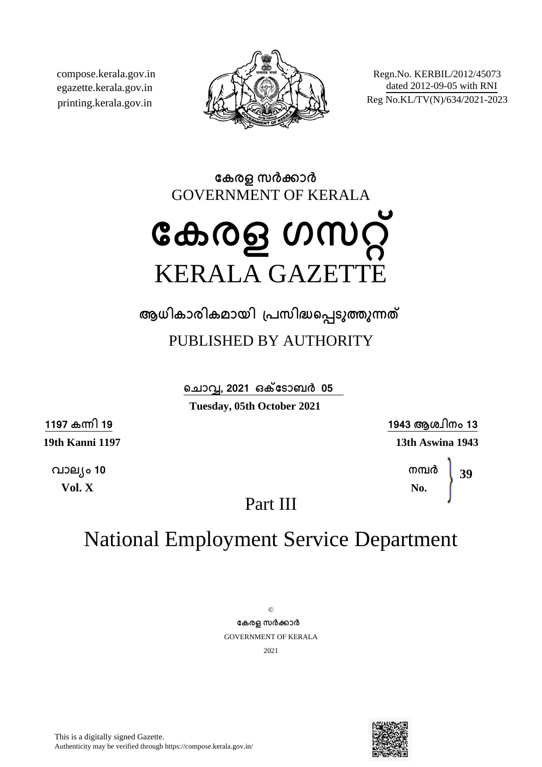compose.kerala.gov.in
egazette.kerala.gov.in
printing.kerala.gov.in

Regn.No. KERBIL/2012/45073
dated 2012-09-05 with RNI
Reg No.KL/TV(N)/634/2021-2023

**കേരള സർക്കാർ**

GOVERNMENT OF KERALA

# കേരള ഗസറ്റ്

# KERALA GAZETTE

**ആധികാരികമായി പ്രസിദ്ധപ്പെടുത്തുന്നത്**

PUBLISHED BY AUTHORITY

**ചൊവ്വ, 2021 ഒക്ടോബർ 05**

**Tuesday, 05th October 2021**

**1197 കന്നി 19**
**19th Kanni 1197**

**1943 ആശ്വിനം 13**
**13th Aswina 1943**

**വാല്യം 10**
**Vol. X**

**നമ്പർ**
**No.** **39**

## Part III

## National Employment Service Department

©

**കേരള സർക്കാർ**

GOVERNMENT OF KERALA

2021

This is a digitally signed Gazette.
Authenticity may be verified through https://compose.kerala.gov.in/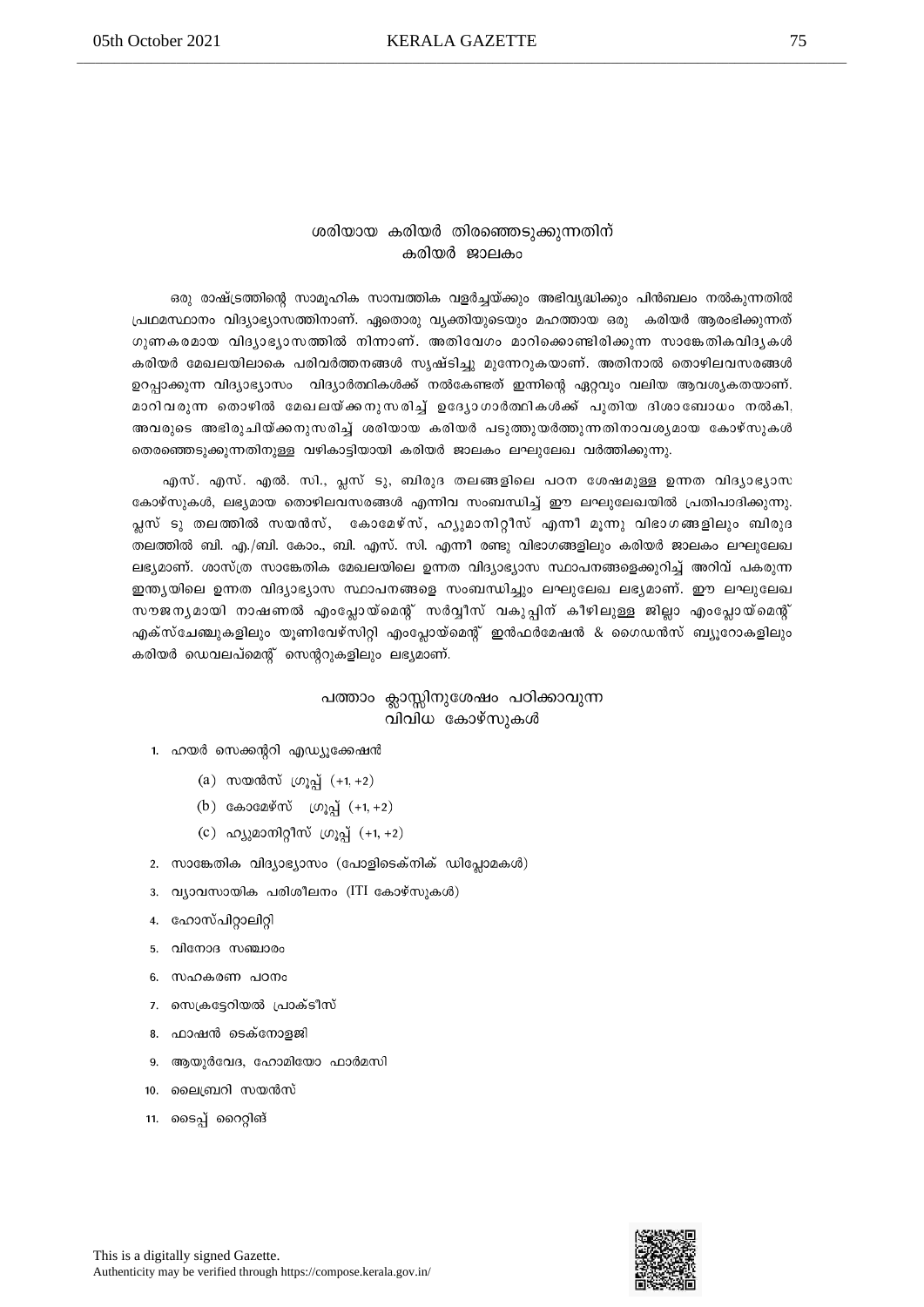## ശരിയായ കരിയർ തിരഞ്ഞെടുക്കുന്നതിന്
## കരിയർ ജാലകം

ഒരു രാഷ്ട്രത്തിന്റെ സാമൂഹിക സാമ്പത്തിക വളർച്ചയ്ക്കും അഭിവൃദ്ധിക്കും പിൻബലം നൽകുന്നതിൽ പ്രഥമസ്ഥാനം വിദ്യാഭ്യാസത്തിനാണ്. ഏതൊരു വ്യക്തിയുടെയും മഹത്തായ ഒരു കരിയർ ആരംഭിക്കുന്നത് ഗുണകരമായ വിദ്യാഭ്യാസത്തിൽ നിന്നാണ്. അതിവേഗം മാറിക്കൊണ്ടിരിക്കുന്ന സാങ്കേതികവിദ്യകൾ കരിയർ മേഖലയിലാകെ പരിവർത്തനങ്ങൾ സൃഷ്ടിച്ചു മുന്നേറുകയാണ്. അതിനാൽ തൊഴിലവസരങ്ങൾ ഉറപ്പാക്കുന്ന വിദ്യാഭ്യാസം വിദ്യാർത്ഥികൾക്ക് നൽകേണ്ടത് ഇന്നിന്റെ ഏറ്റവും വലിയ ആവശ്യകതയാണ്. മാറിവരുന്ന തൊഴിൽ മേഖലയ്ക്കനുസരിച്ച് ഉദ്യോഗാർത്ഥികൾക്ക് പുതിയ ദിശാബോധം നൽകി, അവരുടെ അഭിരുചിയ്ക്കനുസരിച്ച് ശരിയായ കരിയർ പടുത്തുയർത്തുന്നതിനാവശ്യമായ കോഴ്സുകൾ തെരഞ്ഞെടുക്കുന്നതിനുള്ള വഴികാട്ടിയായി കരിയർ ജാലകം ലഘുലേഖ വർത്തിക്കുന്നു.

എസ്. എസ്. എൽ. സി., പ്ലസ് ടു, ബിരുദ തലങ്ങളിലെ പഠന ശേഷമുള്ള ഉന്നത വിദ്യാഭ്യാസ കോഴ്സുകൾ, ലഭ്യമായ തൊഴിലവസരങ്ങൾ എന്നിവ സംബന്ധിച്ച് ഈ ലഘുലേഖയിൽ പ്രതിപാദിക്കുന്നു. പ്ലസ് ടു തലത്തിൽ സയൻസ്, കോമേഴ്സ്, ഹ്യുമാനിറ്റീസ് എന്നീ മൂന്നു വിഭാഗങ്ങളിലും ബിരുദ തലത്തിൽ ബി. എ./ബി. കോം., ബി. എസ്. സി. എന്നീ രണ്ടു വിഭാഗങ്ങളിലും കരിയർ ജാലകം ലഘുലേഖ ലഭ്യമാണ്. ശാസ്ത്ര സാങ്കേതിക മേഖലയിലെ ഉന്നത വിദ്യാഭ്യാസ സ്ഥാപനങ്ങളെക്കുറിച്ച് അറിവ് പകരുന്ന ഇന്ത്യയിലെ ഉന്നത വിദ്യാഭ്യാസ സ്ഥാപനങ്ങളെ സംബന്ധിച്ചും ലഘുലേഖ ലഭ്യമാണ്. ഈ ലഘുലേഖ സൗജന്യമായി നാഷണൽ എംപ്ലോയ്മെന്റ് സർവ്വീസ് വകുപ്പിന് കീഴിലുള്ള ജില്ലാ എംപ്ലോയ്മെന്റ് എക്സ്ചേഞ്ചുകളിലും യൂണിവേഴ്സിറ്റി എംപ്ലോയ്മെന്റ് ഇൻഫർമേഷൻ & ഗൈഡൻസ് ബ്യൂറോകളിലും കരിയർ ഡെവലപ്മെന്റ് സെന്ററുകളിലും ലഭ്യമാണ്.

## പത്താം ക്ലാസ്സിനുശേഷം പഠിക്കാവുന്ന
## വിവിധ കോഴ്സുകൾ

1. ഹയർ സെക്കന്ററി എഡ്യുക്കേഷൻ
   - (a) സയൻസ് ഗ്രൂപ്പ് (+1, +2)
   - (b) കോമേഴ്സ് ഗ്രൂപ്പ് (+1, +2)
   - (c) ഹ്യുമാനിറ്റീസ് ഗ്രൂപ്പ് (+1, +2)
2. സാങ്കേതിക വിദ്യാഭ്യാസം (പോളിടെക്നിക് ഡിപ്ലോമകൾ)
3. വ്യാവസായിക പരിശീലനം (ITI കോഴ്സുകൾ)
4. ഹോസ്പിറ്റാലിറ്റി
5. വിനോദ സഞ്ചാരം
6. സഹകരണ പഠനം
7. സെക്രട്ടേറിയൽ പ്രാക്ടീസ്
8. ഫാഷൻ ടെക്നോളജി
9. ആയുർവേദ, ഹോമിയോ ഫാർമസി
10. ലൈബ്രറി സയൻസ്
11. ടൈപ്പ് റൈറ്റിങ്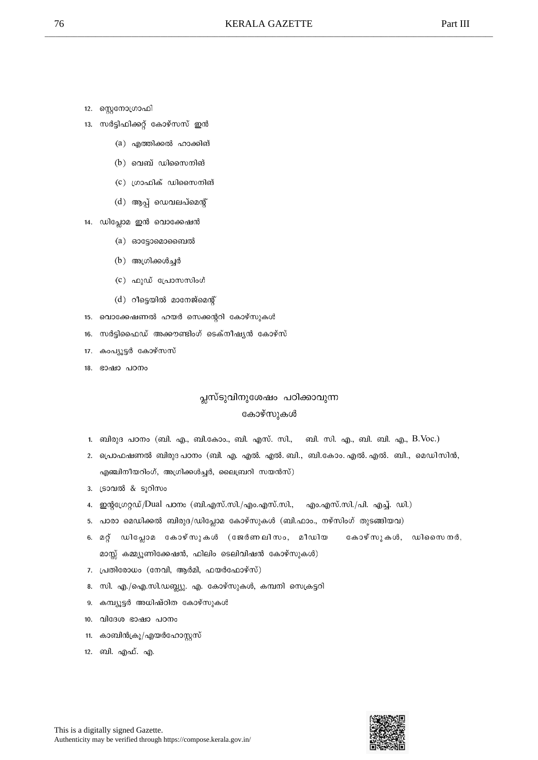12. സ്റ്റെനോഗ്രാഫി
13. സർട്ടിഫിക്കറ്റ് കോഴ്സസ് ഇൻ
    - (a) എത്തിക്കൽ ഹാക്കിങ്
    - (b) വെബ് ഡിസൈനിങ്
    - (c) ഗ്രാഫിക് ഡിസൈനിങ്
    - (d) ആപ്പ് ഡെവലപ്മെന്റ്
14. ഡിപ്ലോമ ഇൻ വൊക്കേഷൻ
    - (a) ഓട്ടോമൊബൈൽ
    - (b) അഗ്രിക്കൾച്ചർ
    - (c) ഫുഡ് പ്രോസസിംഗ്
    - (d) റീട്ടെയിൽ മാനേജ്മെന്റ്
15. വൊക്കേഷണൽ ഹയർ സെക്കന്ററി കോഴ്സുകൾ
16. സർട്ടിഫൈഡ് അക്കൗണ്ടിംഗ് ടെക്നീഷ്യൻ കോഴ്സ്
17. കംപ്യൂട്ടർ കോഴ്സസ്
18. ഭാഷാ പഠനം

## പ്ലസ്ടുവിനുശേഷം പഠിക്കാവുന്ന കോഴ്സുകൾ

1. ബിരുദ പഠനം (ബി. എ., ബി.കോം., ബി. എസ്. സി., ബി. സി. എ., ബി. ബി. എ., B.Voc.)
2. പ്രൊഫഷണൽ ബിരുദ പഠനം (ബി. എ. എൽ. എൽ. ബി., ബി.കോം. എൽ. എൽ. ബി., മെഡിസിൻ, എഞ്ചിനീയറിംഗ്, അഗ്രിക്കൾച്ചർ, ലൈബ്രറി സയൻസ്)
3. ട്രാവൽ & ടൂറിസം
4. ഇന്റഗ്രേറ്റഡ്/Dual പഠനം (ബി.എസ്.സി./എം.എസ്.സി., എം.എസ്.സി./പി. എച്ച്. ഡി.)
5. പാരാ മെഡിക്കൽ ബിരുദ/ഡിപ്ലോമ കോഴ്സുകൾ (ബി.ഫാം., നഴ്സിംഗ് തുടങ്ങിയവ)
6. മറ്റ് ഡിപ്ലോമ കോഴ്സുകൾ (ജേർണലിസം, മീഡിയ കോഴ്സുകൾ, ഡിസൈനർ, മാസ്സ് കമ്മ്യൂണിക്കേഷൻ, ഫിലിം ടെലിവിഷൻ കോഴ്സുകൾ)
7. പ്രതിരോധം (നേവി, ആർമി, ഫയർഫോഴ്സ്)
8. സി. എ./ഐ.സി.ഡബ്ല്യൂ. എ. കോഴ്സുകൾ, കമ്പനി സെക്രട്ടറി
9. കമ്പ്യൂട്ടർ അധിഷ്ഠിത കോഴ്സുകൾ
10. വിദേശ ഭാഷാ പഠനം
11. കാബിൻക്രൂ/എയർഹോസ്റ്റസ്
12. ബി. എഫ്. എ.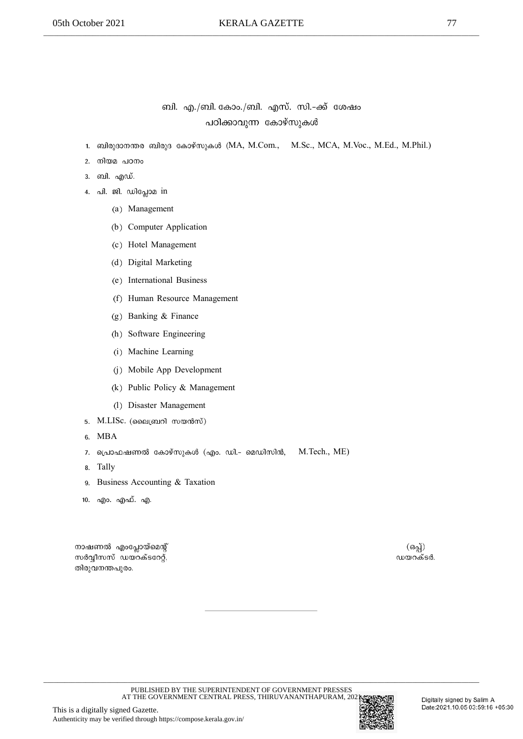## ബി. എ./ബി. കോം./ബി. എസ്. സി.-ക്ക് ശേഷം പഠിക്കാവുന്ന കോഴ്സുകൾ

1. ബിരുദാനന്തര ബിരുദ കോഴ്സുകൾ (MA, M.Com., M.Sc., MCA, M.Voc., M.Ed., M.Phil.)
2. നിയമ പഠനം
3. ബി. എഡ്.
4. പി. ജി. ഡിപ്ലോമ in
   - (a) Management
   - (b) Computer Application
   - (c) Hotel Management
   - (d) Digital Marketing
   - (e) International Business
   - (f) Human Resource Management
   - (g) Banking & Finance
   - (h) Software Engineering
   - (i) Machine Learning
   - (j) Mobile App Development
   - (k) Public Policy & Management
   - (l) Disaster Management
5. M.LISc. (ലൈബ്രറി സയൻസ്)
6. MBA
7. പ്രൊഫഷണൽ കോഴ്സുകൾ (എം. ഡി.- മെഡിസിൻ, M.Tech., ME)
8. Tally
9. Business Accounting & Taxation
10. എം. എഫ്. എ.

നാഷണൽ എംപ്ലോയ്മെന്റ്
സർവ്വീസസ് ഡയറക്ടറേറ്റ്,
തിരുവനന്തപുരം.

(ഒപ്പ്)
ഡയറക്ടർ.

PUBLISHED BY THE SUPERINTENDENT OF GOVERNMENT PRESSES
AT THE GOVERNMENT CENTRAL PRESS, THIRUVANANTHAPURAM, 2021

This is a digitally signed Gazette.
Authenticity may be verified through https://compose.kerala.gov.in/

Digitally signed by Salim A
Date:2021.10.05 03:59:16 +05:30